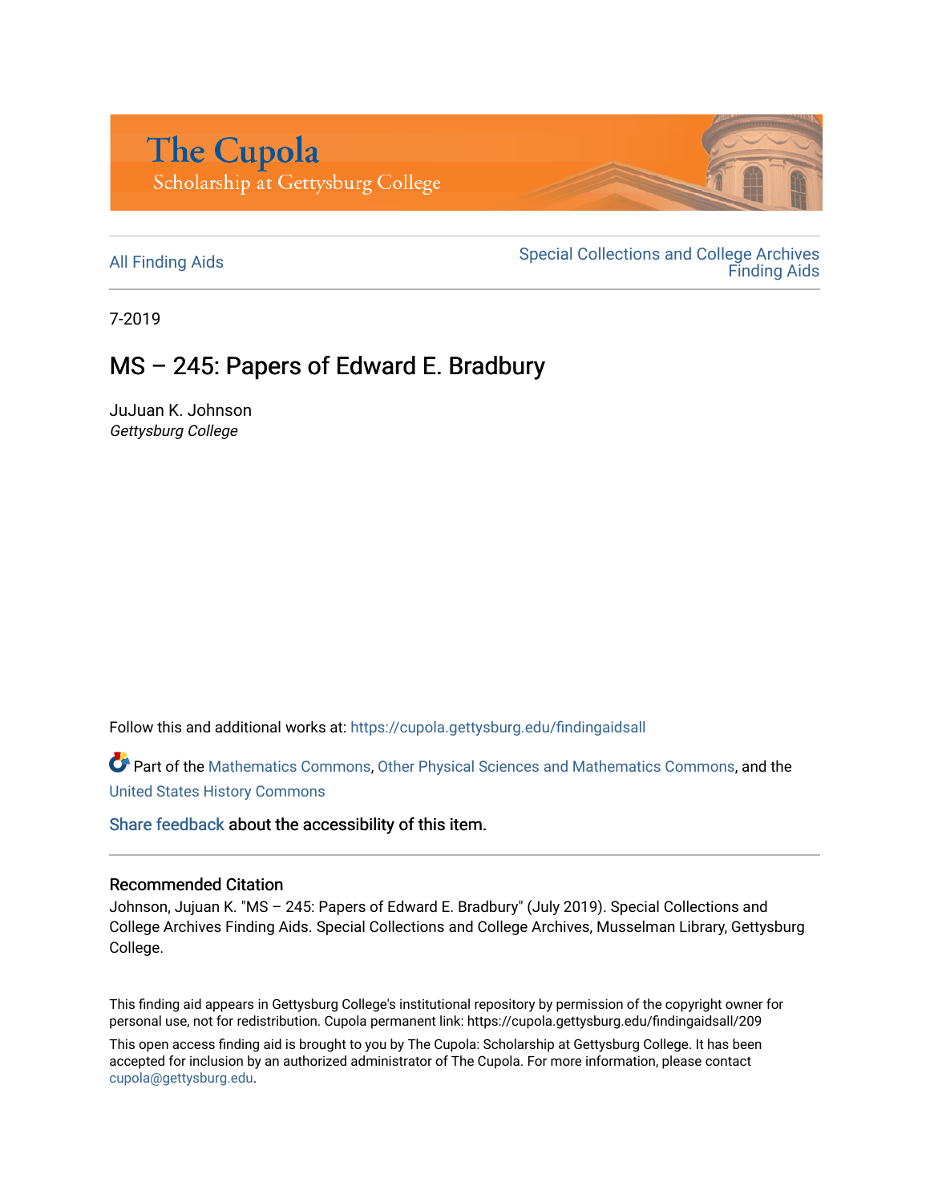The Cupola
Scholarship at Gettysburg College

All Finding Aids | Special Collections and College Archives Finding Aids

7-2019

# MS – 245: Papers of Edward E. Bradbury

JuJuan K. Johnson
*Gettysburg College*

Follow this and additional works at: https://cupola.gettysburg.edu/findingaidsall

Part of the Mathematics Commons, Other Physical Sciences and Mathematics Commons, and the United States History Commons

Share feedback about the accessibility of this item.

## Recommended Citation

Johnson, Jujuan K. "MS – 245: Papers of Edward E. Bradbury" (July 2019). Special Collections and College Archives Finding Aids. Special Collections and College Archives, Musselman Library, Gettysburg College.

This finding aid appears in Gettysburg College's institutional repository by permission of the copyright owner for personal use, not for redistribution. Cupola permanent link: https://cupola.gettysburg.edu/findingaidsall/209

This open access finding aid is brought to you by The Cupola: Scholarship at Gettysburg College. It has been accepted for inclusion by an authorized administrator of The Cupola. For more information, please contact cupola@gettysburg.edu.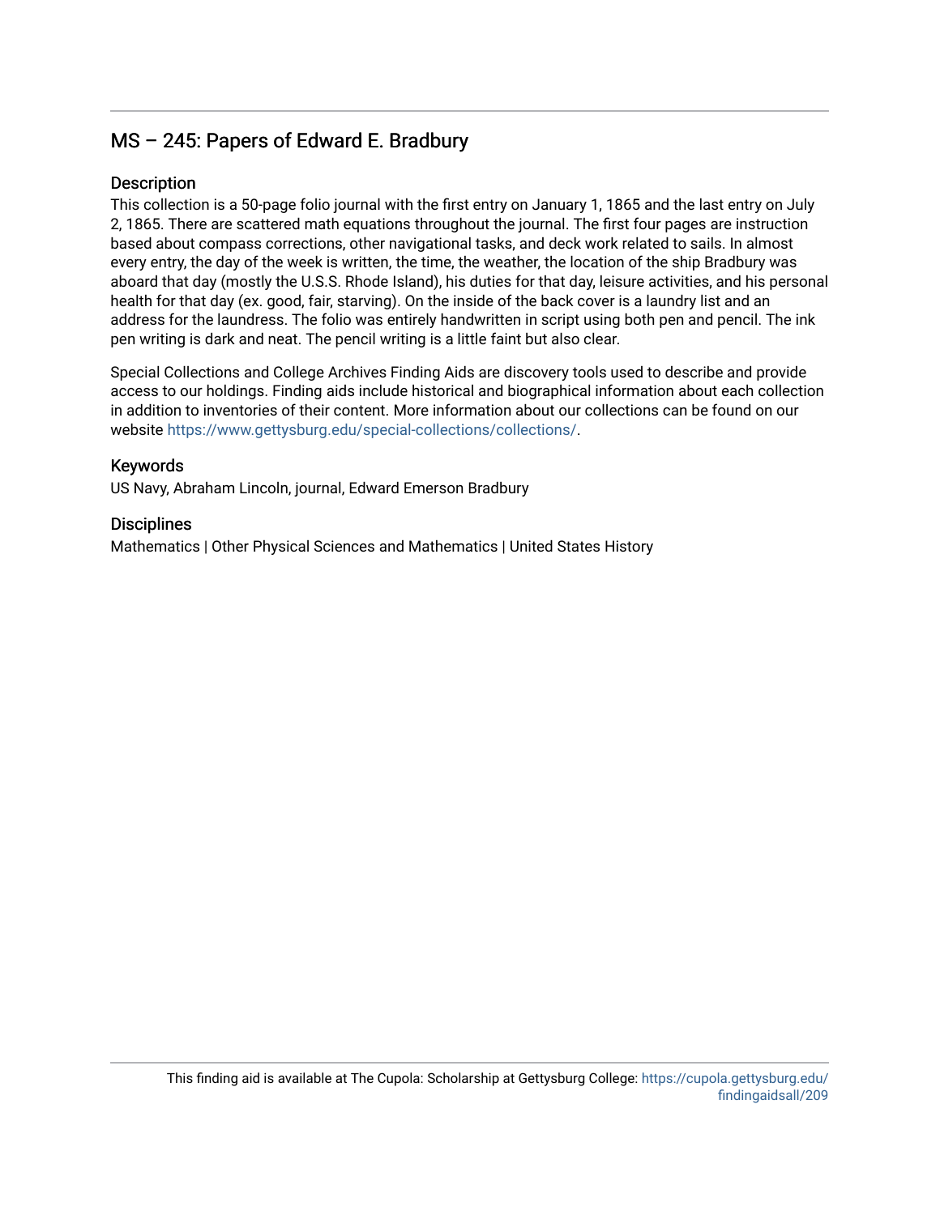## MS – 245: Papers of Edward E. Bradbury

### Description

This collection is a 50-page folio journal with the first entry on January 1, 1865 and the last entry on July 2, 1865. There are scattered math equations throughout the journal. The first four pages are instruction based about compass corrections, other navigational tasks, and deck work related to sails. In almost every entry, the day of the week is written, the time, the weather, the location of the ship Bradbury was aboard that day (mostly the U.S.S. Rhode Island), his duties for that day, leisure activities, and his personal health for that day (ex. good, fair, starving). On the inside of the back cover is a laundry list and an address for the laundress. The folio was entirely handwritten in script using both pen and pencil. The ink pen writing is dark and neat. The pencil writing is a little faint but also clear.

Special Collections and College Archives Finding Aids are discovery tools used to describe and provide access to our holdings. Finding aids include historical and biographical information about each collection in addition to inventories of their content. More information about our collections can be found on our website https://www.gettysburg.edu/special-collections/collections/.

### Keywords

US Navy, Abraham Lincoln, journal, Edward Emerson Bradbury

### Disciplines

Mathematics | Other Physical Sciences and Mathematics | United States History

This finding aid is available at The Cupola: Scholarship at Gettysburg College: https://cupola.gettysburg.edu/findingaidsall/209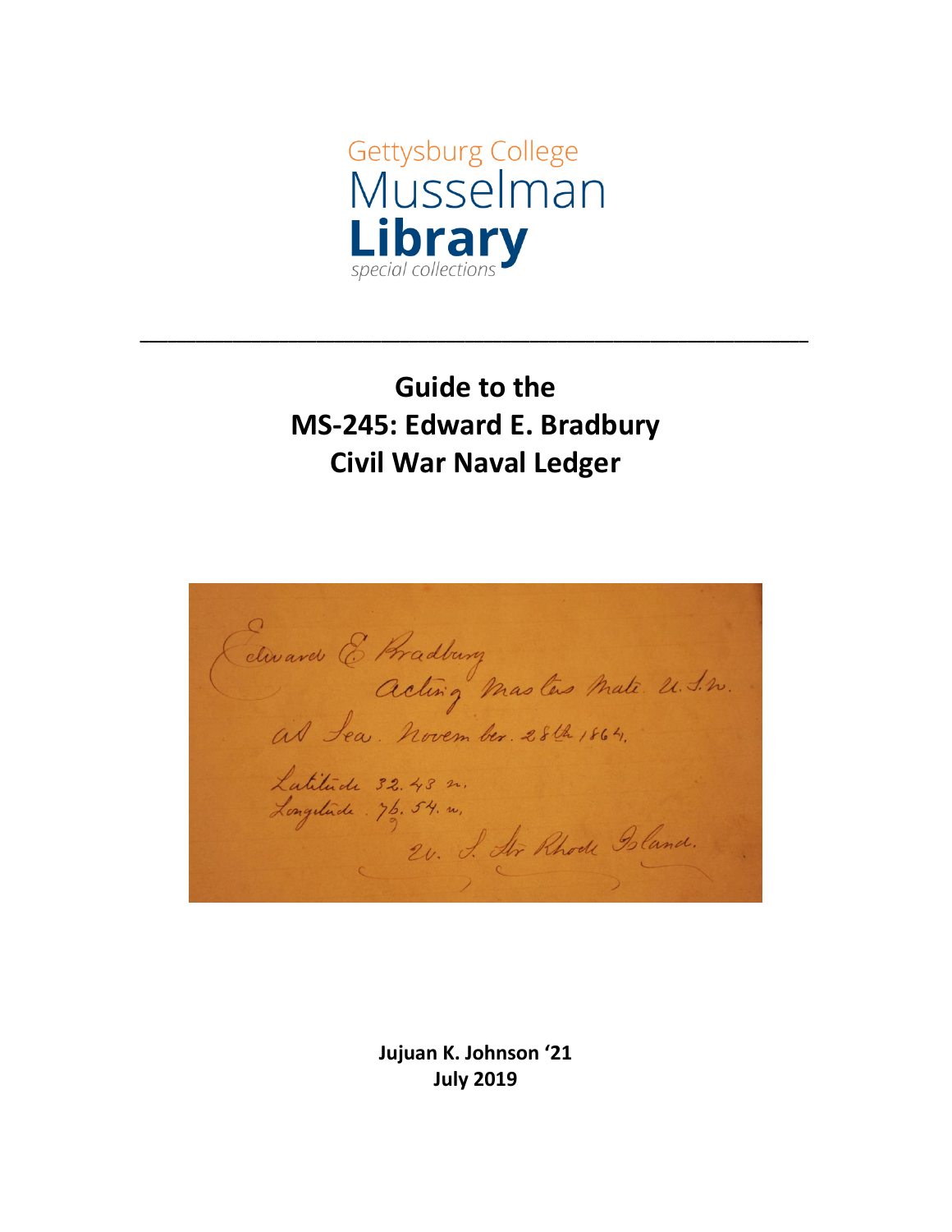Gettysburg College
Musselman
**Library**
special collections

---

# Guide to the
# MS-245: Edward E. Bradbury
# Civil War Naval Ledger

Edward E. Bradbury
Acting Masters Mate U.S.N.
At Sea. November. 28th 1864.
Latitude 32. 43 n.
Longitude. 76. 54. w.
U. S. Str Rhode Island.

**Jujuan K. Johnson '21**
**July 2019**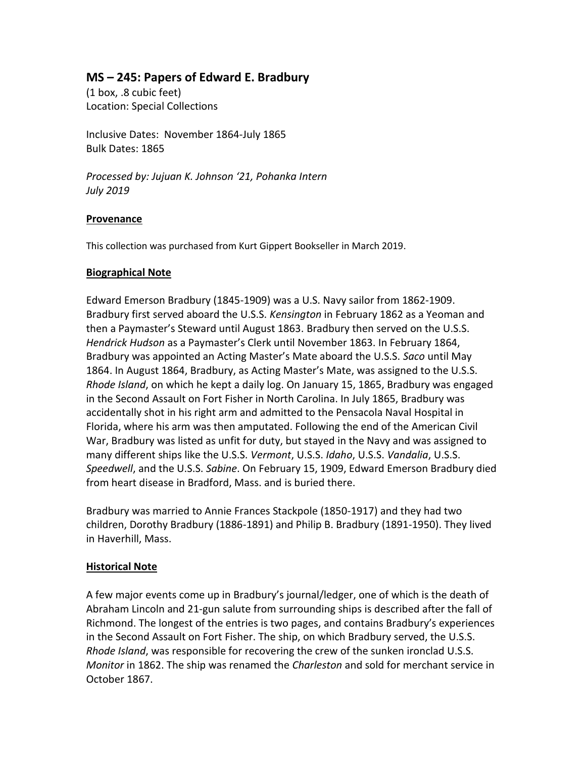## MS – 245: Papers of Edward E. Bradbury

(1 box, .8 cubic feet)
Location: Special Collections

Inclusive Dates: November 1864-July 1865
Bulk Dates: 1865

*Processed by: Jujuan K. Johnson '21, Pohanka Intern*
*July 2019*

### Provenance

This collection was purchased from Kurt Gippert Bookseller in March 2019.

### Biographical Note

Edward Emerson Bradbury (1845-1909) was a U.S. Navy sailor from 1862-1909. Bradbury first served aboard the U.S.S. *Kensington* in February 1862 as a Yeoman and then a Paymaster's Steward until August 1863. Bradbury then served on the U.S.S. *Hendrick Hudson* as a Paymaster's Clerk until November 1863. In February 1864, Bradbury was appointed an Acting Master's Mate aboard the U.S.S. *Saco* until May 1864. In August 1864, Bradbury, as Acting Master's Mate, was assigned to the U.S.S. *Rhode Island*, on which he kept a daily log. On January 15, 1865, Bradbury was engaged in the Second Assault on Fort Fisher in North Carolina. In July 1865, Bradbury was accidentally shot in his right arm and admitted to the Pensacola Naval Hospital in Florida, where his arm was then amputated. Following the end of the American Civil War, Bradbury was listed as unfit for duty, but stayed in the Navy and was assigned to many different ships like the U.S.S. *Vermont*, U.S.S. *Idaho*, U.S.S. *Vandalia*, U.S.S. *Speedwell*, and the U.S.S. *Sabine*. On February 15, 1909, Edward Emerson Bradbury died from heart disease in Bradford, Mass. and is buried there.

Bradbury was married to Annie Frances Stackpole (1850-1917) and they had two children, Dorothy Bradbury (1886-1891) and Philip B. Bradbury (1891-1950). They lived in Haverhill, Mass.

### Historical Note

A few major events come up in Bradbury's journal/ledger, one of which is the death of Abraham Lincoln and 21-gun salute from surrounding ships is described after the fall of Richmond. The longest of the entries is two pages, and contains Bradbury's experiences in the Second Assault on Fort Fisher. The ship, on which Bradbury served, the U.S.S. *Rhode Island*, was responsible for recovering the crew of the sunken ironclad U.S.S. *Monitor* in 1862. The ship was renamed the *Charleston* and sold for merchant service in October 1867.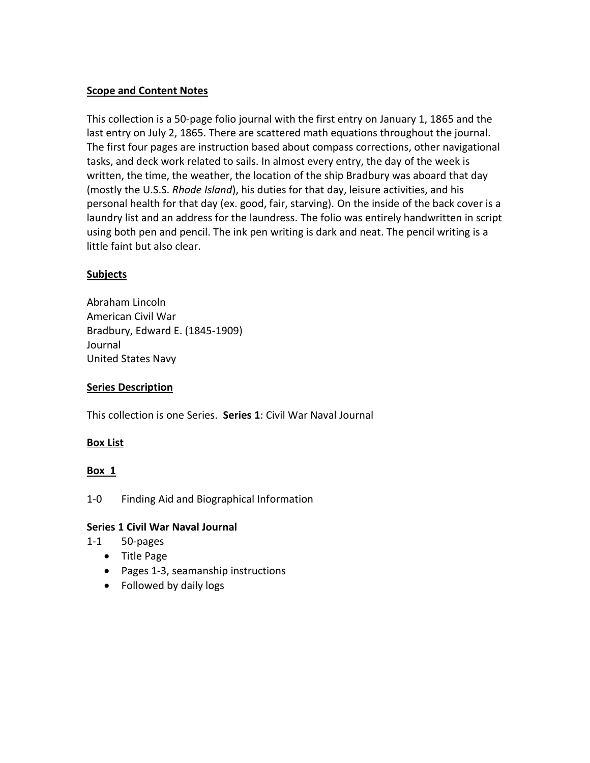**Scope and Content Notes**

This collection is a 50-page folio journal with the first entry on January 1, 1865 and the last entry on July 2, 1865. There are scattered math equations throughout the journal. The first four pages are instruction based about compass corrections, other navigational tasks, and deck work related to sails. In almost every entry, the day of the week is written, the time, the weather, the location of the ship Bradbury was aboard that day (mostly the U.S.S. *Rhode Island*), his duties for that day, leisure activities, and his personal health for that day (ex. good, fair, starving). On the inside of the back cover is a laundry list and an address for the laundress. The folio was entirely handwritten in script using both pen and pencil. The ink pen writing is dark and neat. The pencil writing is a little faint but also clear.

**Subjects**

Abraham Lincoln
American Civil War
Bradbury, Edward E. (1845-1909)
Journal
United States Navy

**Series Description**

This collection is one Series. **Series 1**: Civil War Naval Journal

**Box List**

**Box 1**

1-0 Finding Aid and Biographical Information

**Series 1 Civil War Naval Journal**

1-1 50-pages

- Title Page
- Pages 1-3, seamanship instructions
- Followed by daily logs